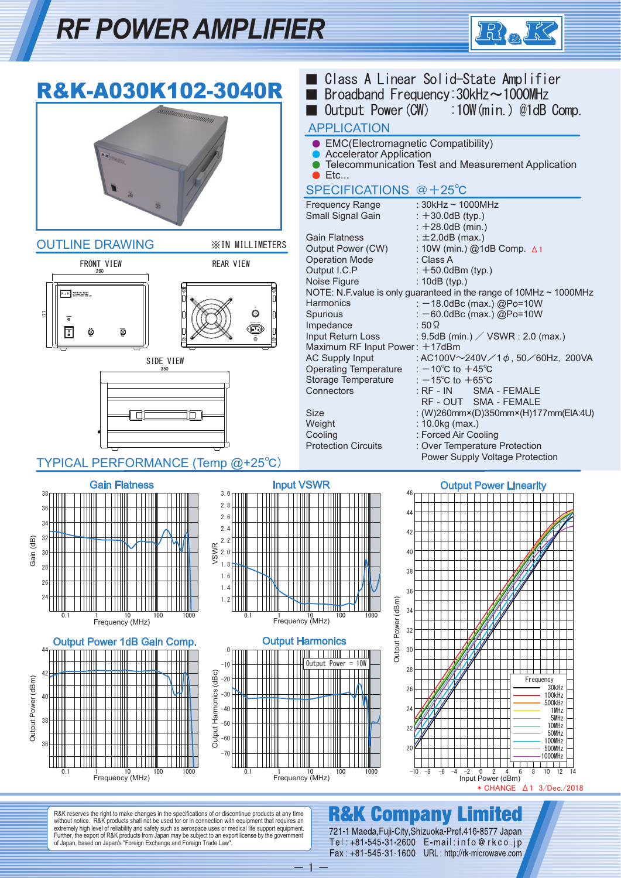# RF POWER AMPLIFIER

R&K

## R&K-A030K102-3040R

- Class A Linear Solid-State Amplifier
- Broadband Frequency:30kHz～1000MHz
- Output Power(CW)　:10W(min.) @1dB Comp.

## APPLICATION

- EMC(Electromagnetic Compatibility)
- Accelerator Application
- Telecommunication Test and Measurement Application
- Etc...

## OUTLINE DRAWING

※IN MILLIMETERS

FRONT VIEW

260

177

REAR VIEW

SIDE VIEW

350

## SPECIFICATIONS @＋25℃

| | |
|---|---|
| Frequency Range | : 30kHz ~ 1000MHz |
| Small Signal Gain | : ＋30.0dB (typ.) |
| | : ＋28.0dB (min.) |
| Gain Flatness | : ±2.0dB (max.) |
| Output Power (CW) | : 10W (min.) @1dB Comp. Δ1 |
| Operation Mode | : Class A |
| Output I.C.P | : ＋50.0dBm (typ.) |
| Noise Figure | : 10dB (typ.) |

NOTE: N.F.value is only guaranteed in the range of 10MHz ~ 1000MHz

| | |
|---|---|
| Harmonics | : −18.0dBc (max.) @Po=10W |
| Spurious | : −60.0dBc (max.) @Po=10W |
| Impedance | : 50Ω |
| Input Return Loss | : 9.5dB (min.) ／ VSWR : 2.0 (max.) |
| Maximum RF Input Power | : ＋17dBm |
| AC Supply Input | : AC100V～240V／1φ, 50／60Hz, 200VA |
| Operating Temperature | : −10℃ to ＋45℃ |
| Storage Temperature | : −15℃ to ＋65℃ |
| Connectors | : RF - IN　SMA - FEMALE |
| | RF - OUT　SMA - FEMALE |
| Size | : (W)260mm×(D)350mm×(H)177mm(EIA:4U) |
| Weight | : 10.0kg (max.) |
| Cooling | : Forced Air Cooling |
| Protection Circuits | : Over Temperature Protection |
| | Power Supply Voltage Protection |

## TYPICAL PERFORMANCE (Temp @+25℃)

Gain Flatness

Gain (dB): 24, 26, 28, 30, 32, 34, 36, 38

Frequency (MHz): 0.1, 1, 10, 100, 1000

Input VSWR

VSWR: 1.2, 1.4, 1.6, 1.8, 2.0, 2.2, 2.4, 2.6, 2.8, 3.0

Frequency (MHz): 0.1, 1, 10, 100, 1000

Output Power Linearity

Output Power (dBm): 20, 22, 24, 26, 28, 30, 32, 34, 36, 38, 40, 42, 44, 46

Input Power (dBm): −10, −8, −6, −4, −2, 0, 2, 4, 6, 8, 10, 12, 14

Frequency: 30kHz, 100kHz, 500kHz, 1MHz, 5MHz, 10MHz, 50MHz, 100MHz, 500MHz, 1000MHz

Output Power 1dB Gain Comp.

Output Power (dBm): 36, 38, 40, 42, 44

Frequency (MHz): 0.1, 1, 10, 100, 1000

Output Harmonics

Output Power = 10W

Output Harmonics (dBc): −70, −60, −50, −40, −30, −20, −10, 0

Frequency (MHz): 0.1, 1, 10, 100, 1000

＊CHANGE Δ1 3/Dec./2018

R&K reserves the right to make changes in the specifications of or discontinue products at any time without notice. R&K products shall not be used for or in connection with equipment that requires an extremely high level of reliability and safety such as aerospace uses or medical life support equipment. Further, the export of R&K products from Japan may be subject to an export license by the government of Japan, based on Japan's "Foreign Exchange and Foreign Trade Law".

**R&K Company Limited**

721-1 Maeda,Fuji-City,Shizuoka-Pref.416-8577 Japan

Tel : +81-545-31-2600　E-mail : info@rkco.jp

Fax : +81-545-31-1600　URL : http://rk-microwave.com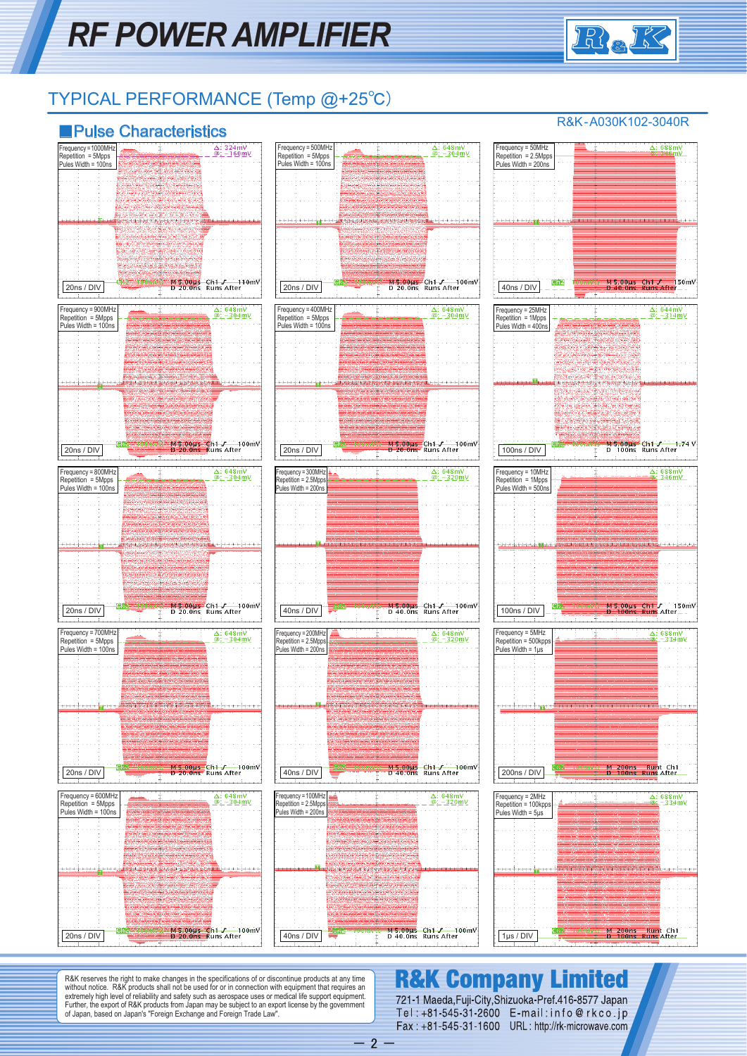# RF POWER AMPLIFIER

## TYPICAL PERFORMANCE (Temp @+25℃)

R&K-A030K102-3040R

### Pulse Characteristics

Frequency = 1000MHz
Repetition = 5Mpps
Pules Width = 100ns
20ns / DIV

Frequency = 500MHz
Repetition = 5Mpps
Pules Width = 100ns
20ns / DIV

Frequency = 50MHz
Repetition = 2.5Mpps
Pules Width = 200ns
40ns / DIV

Frequency = 900MHz
Repetition = 5Mpps
Pules Width = 100ns
20ns / DIV

Frequency = 400MHz
Repetition = 5Mpps
Pules Width = 100ns
20ns / DIV

Frequency = 25MHz
Repetition = 1Mpps
Pules Width = 400ns
100ns / DIV

Frequency = 800MHz
Repetition = 5Mpps
Pules Width = 100ns
20ns / DIV

Frequency = 300MHz
Repetition = 2.5Mpps
Pules Width = 200ns
40ns / DIV

Frequency = 10MHz
Repetition = 1Mpps
Pules Width = 500ns
100ns / DIV

Frequency = 700MHz
Repetition = 5Mpps
Pules Width = 100ns
20ns / DIV

Frequency = 200MHz
Repetition = 2.5Mpps
Pules Width = 200ns
40ns / DIV

Frequency = 5MHz
Repetition = 500kpps
Pules Width = 1μs
200ns / DIV

Frequency = 600MHz
Repetition = 5Mpps
Pules Width = 100ns
20ns / DIV

Frequency = 100MHz
Repetition = 2.5Mpps
Pules Width = 200ns
40ns / DIV

Frequency = 2MHz
Repetition = 100kpps
Pules Width = 5μs
1μs / DIV

R&K reserves the right to make changes in the specifications of or discontinue products at any time without notice. R&K products shall not be used for or in connection with equipment that requires an extremely high level of reliability and safety such as aerospace uses or medical life support equipment. Further, the export of R&K products from Japan may be subject to an export license by the government of Japan, based on Japan's "Foreign Exchange and Foreign Trade Law".

**R&K Company Limited**
721-1 Maeda,Fuji-City,Shizuoka-Pref.416-8577 Japan
Tel : +81-545-31-2600 E-mail : info@rkco.jp
Fax : +81-545-31-1600 URL : http://rk-microwave.com